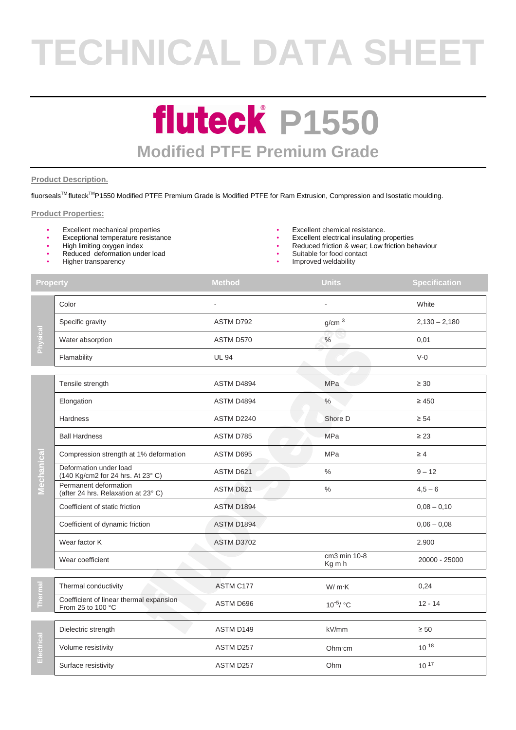# TECHNICAL DATA SHEET

# fluteck® P1550

## Modified PTFE Premium Grade

### Product Description.

fluorseals™ fluteck™P1550 Modified PTFE Premium Grade is Modified PTFE for Ram Extrusion, Compression and Isostatic moulding.

### Product Properties:

- Excellent mechanical properties
- Exceptional temperature resistance
- High limiting oxygen index
- Reduced deformation under load
- Higher transparency
- Excellent chemical resistance.
- Excellent electrical insulating properties
- Reduced friction & wear; Low friction behaviour
- Suitable for food contact
- Improved weldability

| | Property | Method | Units | Specification |
|---|---|---|---|---|
| Physical | Color | - | - | White |
| | Specific gravity | ASTM D792 | $g/cm^3$ | 2,130 – 2,180 |
| | Water absorption | ASTM D570 | % | 0,01 |
| | Flamability | UL 94 | | V-0 |
| Mechanical | Tensile strength | ASTM D4894 | MPa | ≥ 30 |
| | Elongation | ASTM D4894 | % | ≥ 450 |
| | Hardness | ASTM D2240 | Shore D | ≥ 54 |
| | Ball Hardness | ASTM D785 | MPa | ≥ 23 |
| | Compression strength at 1% deformation | ASTM D695 | MPa | ≥ 4 |
| | Deformation under load (140 Kg/cm2 for 24 hrs. At 23° C) | ASTM D621 | % | 9 – 12 |
| | Permanent deformation (after 24 hrs. Relaxation at 23° C) | ASTM D621 | % | 4,5 – 6 |
| | Coefficient of static friction | ASTM D1894 | | 0,08 – 0,10 |
| | Coefficient of dynamic friction | ASTM D1894 | | 0,06 – 0,08 |
| | Wear factor K | ASTM D3702 | | 2.900 |
| | Wear coefficient | | cm3 min 10-8 Kg m h | 20000 - 25000 |
| Thermal | Thermal conductivity | ASTM C177 | W/ m·K | 0,24 |
| | Coefficient of linear thermal expansion From 25 to 100 °C | ASTM D696 | $10^{-5}$/ °C | 12 - 14 |
| Electrical | Dielectric strength | ASTM D149 | kV/mm | ≥ 50 |
| | Volume resistivity | ASTM D257 | Ohm·cm | $10^{18}$ |
| | Surface resistivity | ASTM D257 | Ohm | $10^{17}$ |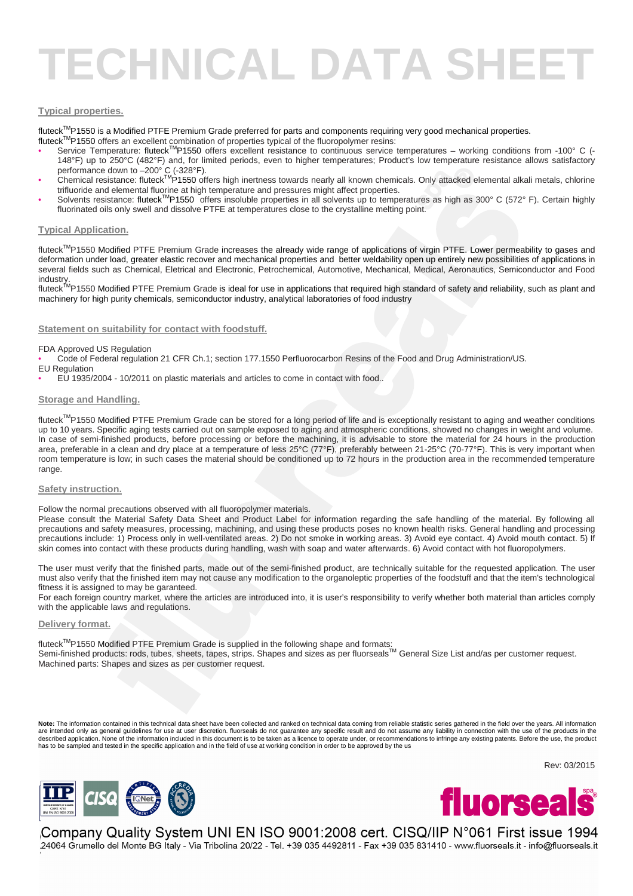# TECHNICAL DATA SHEET

## Typical properties.

fluteck™P1550 is a Modified PTFE Premium Grade preferred for parts and components requiring very good mechanical properties.
fluteck™P1550 offers an excellent combination of properties typical of the fluoropolymer resins:

- Service Temperature: fluteck™P1550 offers excellent resistance to continuous service temperatures – working conditions from -100° C (-148°F) up to 250°C (482°F) and, for limited periods, even to higher temperatures; Product's low temperature resistance allows satisfactory performance down to –200° C (-328°F).
- Chemical resistance: fluteck™P1550 offers high inertness towards nearly all known chemicals. Only attacked elemental alkali metals, chlorine trifluoride and elemental fluorine at high temperature and pressures might affect properties.
- Solvents resistance: fluteck™P1550 offers insoluble properties in all solvents up to temperatures as high as 300° C (572° F). Certain highly fluorinated oils only swell and dissolve PTFE at temperatures close to the crystalline melting point.

## Typical Application.

fluteck™P1550 Modified PTFE Premium Grade increases the already wide range of applications of virgin PTFE. Lower permeability to gases and deformation under load, greater elastic recover and mechanical properties and better weldability open up entirely new possibilities of applications in several fields such as Chemical, Eletrical and Electronic, Petrochemical, Automotive, Mechanical, Medical, Aeronautics, Semiconductor and Food industry.
fluteck™P1550 Modified PTFE Premium Grade is ideal for use in applications that required high standard of safety and reliability, such as plant and machinery for high purity chemicals, semiconductor industry, analytical laboratories of food industry

## Statement on suitability for contact with foodstuff.

FDA Approved US Regulation

- Code of Federal regulation 21 CFR Ch.1; section 177.1550 Perfluorocarbon Resins of the Food and Drug Administration/US.

EU Regulation

- EU 1935/2004 - 10/2011 on plastic materials and articles to come in contact with food..

## Storage and Handling.

fluteck™P1550 Modified PTFE Premium Grade can be stored for a long period of life and is exceptionally resistant to aging and weather conditions up to 10 years. Specific aging tests carried out on sample exposed to aging and atmospheric conditions, showed no changes in weight and volume.
In case of semi-finished products, before processing or before the machining, it is advisable to store the material for 24 hours in the production area, preferable in a clean and dry place at a temperature of less 25°C (77°F), preferably between 21-25°C (70-77°F). This is very important when room temperature is low; in such cases the material should be conditioned up to 72 hours in the production area in the recommended temperature range.

## Safety instruction.

Follow the normal precautions observed with all fluoropolymer materials.
Please consult the Material Safety Data Sheet and Product Label for information regarding the safe handling of the material. By following all precautions and safety measures, processing, machining, and using these products poses no known health risks. General handling and processing precautions include: 1) Process only in well-ventilated areas. 2) Do not smoke in working areas. 3) Avoid eye contact. 4) Avoid mouth contact. 5) If skin comes into contact with these products during handling, wash with soap and water afterwards. 6) Avoid contact with hot fluoropolymers.

The user must verify that the finished parts, made out of the semi-finished product, are technically suitable for the requested application. The user must also verify that the finished item may not cause any modification to the organoleptic properties of the foodstuff and that the item's technological fitness it is assigned to may be garanteed.
For each foreign country market, where the articles are introduced into, it is user's responsibility to verify whether both material than articles comply with the applicable laws and regulations.

## Delivery format.

fluteck™P1550 Modified PTFE Premium Grade is supplied in the following shape and formats:
Semi-finished products: rods, tubes, sheets, tapes, strips. Shapes and sizes as per fluorseals™ General Size List and/as per customer request.
Machined parts: Shapes and sizes as per customer request.

**Note:** The information contained in this technical data sheet have been collected and ranked on technical data coming from reliable statistic series gathered in the field over the years. All information are intended only as general guidelines for use at user discretion. fluorseals do not guarantee any specific result and do not assume any liability in connection with the use of the products in the described application. None of the information included in this document is to be taken as a licence to operate under, or recommendations to infringe any existing patents. Before the use, the product has to be sampled and tested in the specific application and in the field of use at working condition in order to be approved by the us

Rev: 03/2015

Company Quality System UNI EN ISO 9001:2008 cert. CISQ/IIP N°061 First issue 1994
24064 Grumello del Monte BG Italy - Via Tribolina 20/22 - Tel. +39 035 4492811 - Fax +39 035 831410 - www.fluorseals.it - info@fluorseals.it